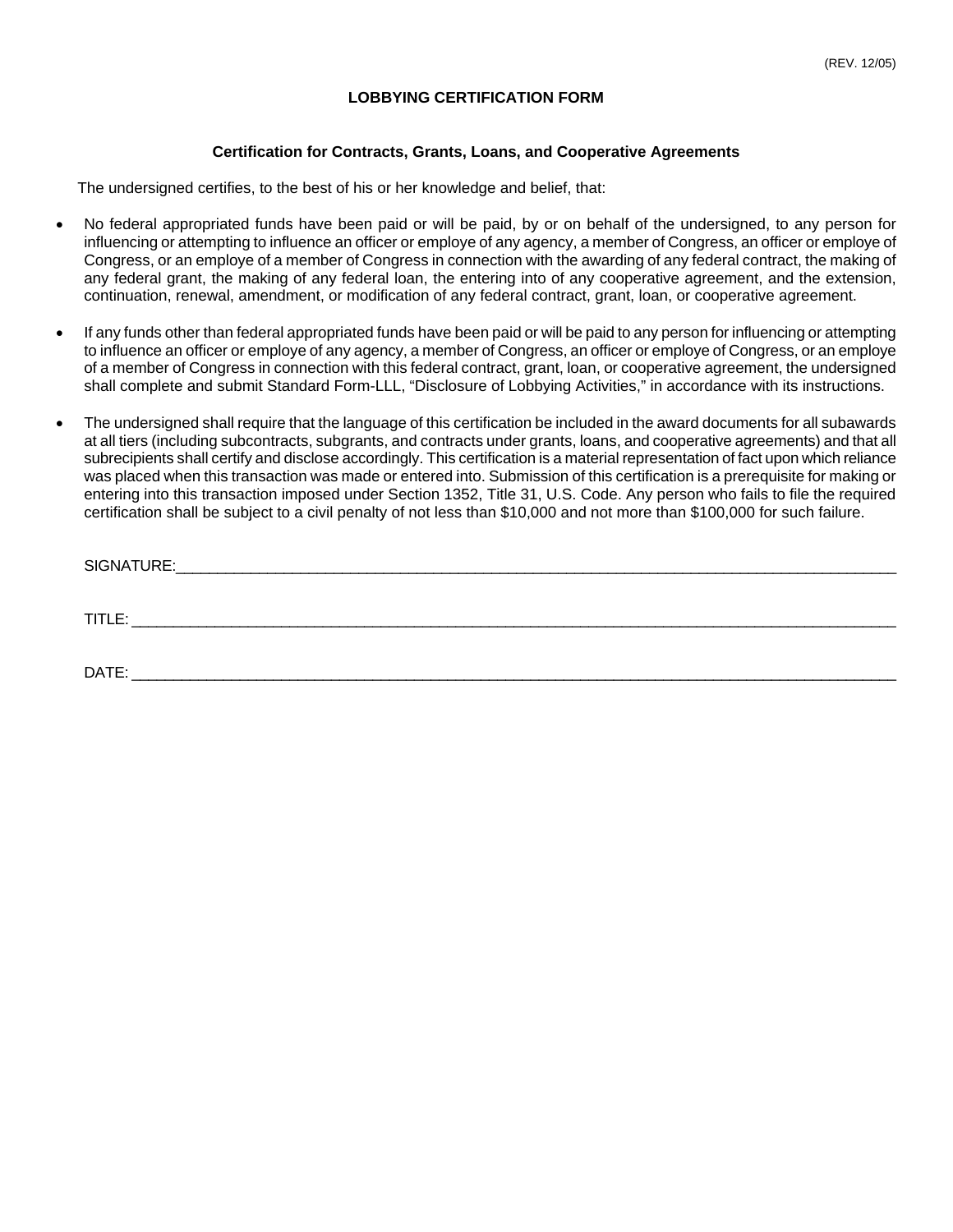(REV. 12/05)

# LOBBYING CERTIFICATION FORM

## Certification for Contracts, Grants, Loans, and Cooperative Agreements

The undersigned certifies, to the best of his or her knowledge and belief, that:

- No federal appropriated funds have been paid or will be paid, by or on behalf of the undersigned, to any person for influencing or attempting to influence an officer or employe of any agency, a member of Congress, an officer or employe of Congress, or an employe of a member of Congress in connection with the awarding of any federal contract, the making of any federal grant, the making of any federal loan, the entering into of any cooperative agreement, and the extension, continuation, renewal, amendment, or modification of any federal contract, grant, loan, or cooperative agreement.

- If any funds other than federal appropriated funds have been paid or will be paid to any person for influencing or attempting to influence an officer or employe of any agency, a member of Congress, an officer or employe of Congress, or an employe of a member of Congress in connection with this federal contract, grant, loan, or cooperative agreement, the undersigned shall complete and submit Standard Form-LLL, "Disclosure of Lobbying Activities," in accordance with its instructions.

- The undersigned shall require that the language of this certification be included in the award documents for all subawards at all tiers (including subcontracts, subgrants, and contracts under grants, loans, and cooperative agreements) and that all subrecipients shall certify and disclose accordingly. This certification is a material representation of fact upon which reliance was placed when this transaction was made or entered into. Submission of this certification is a prerequisite for making or entering into this transaction imposed under Section 1352, Title 31, U.S. Code. Any person who fails to file the required certification shall be subject to a civil penalty of not less than $10,000 and not more than $100,000 for such failure.

SIGNATURE:\_\_\_\_\_\_\_\_\_\_\_\_\_\_\_\_\_\_\_\_\_\_\_\_\_\_\_\_\_\_\_\_\_\_\_\_\_\_\_\_\_\_\_\_\_\_\_\_

TITLE: \_\_\_\_\_\_\_\_\_\_\_\_\_\_\_\_\_\_\_\_\_\_\_\_\_\_\_\_\_\_\_\_\_\_\_\_\_\_\_\_\_\_\_\_\_\_\_\_\_\_\_

DATE: \_\_\_\_\_\_\_\_\_\_\_\_\_\_\_\_\_\_\_\_\_\_\_\_\_\_\_\_\_\_\_\_\_\_\_\_\_\_\_\_\_\_\_\_\_\_\_\_\_\_\_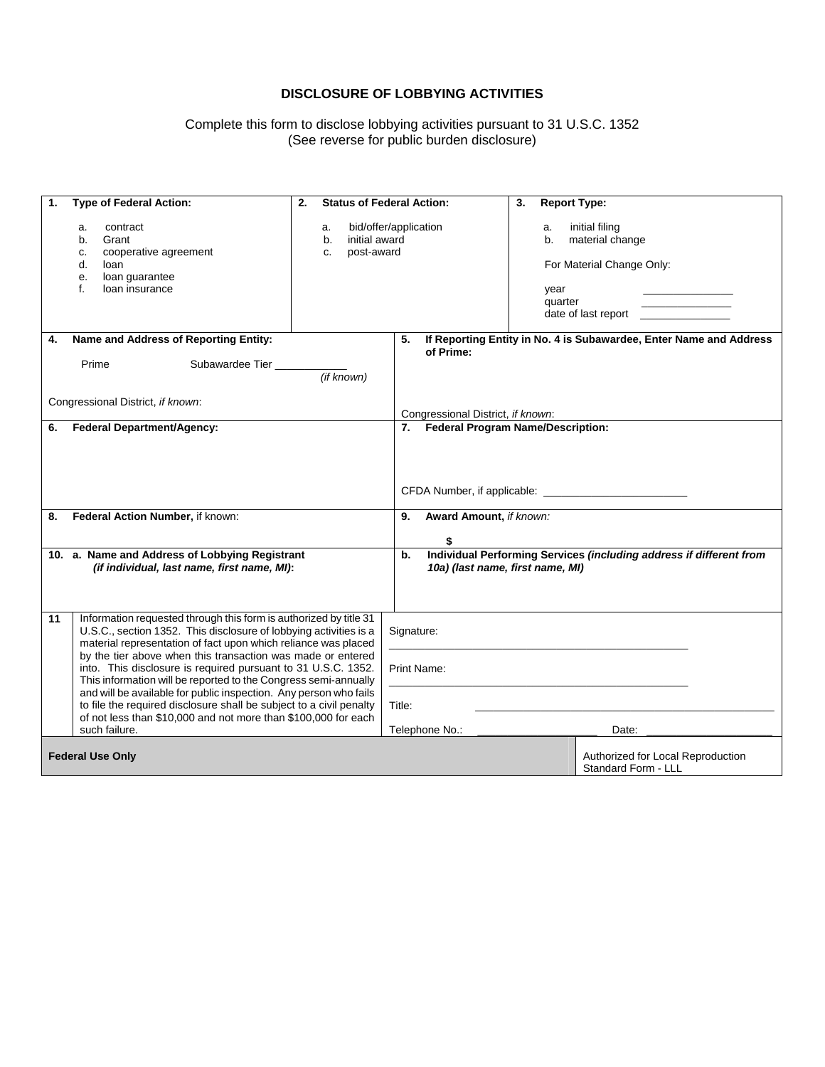# DISCLOSURE OF LOBBYING ACTIVITIES

Complete this form to disclose lobbying activities pursuant to 31 U.S.C. 1352
(See reverse for public burden disclosure)

| | | |
|---|---|---|
| **1. Type of Federal Action:**<br><br>a. contract<br>b. Grant<br>c. cooperative agreement<br>d. loan<br>e. loan guarantee<br>f. loan insurance | **2. Status of Federal Action:**<br><br>a. bid/offer/application<br>b. initial award<br>c. post-award | **3. Report Type:**<br><br>a. initial filing<br>b. material change<br><br>For Material Change Only:<br><br>year \_\_\_\_\_\_\_\_\_\_<br>quarter \_\_\_\_\_\_\_\_\_\_<br>date of last report \_\_\_\_\_\_\_\_\_\_ |

| | |
|---|---|
| **4. Name and Address of Reporting Entity:**<br><br>Prime    Subawardee Tier \_\_\_\_\_\_\_\_ *(if known)*<br><br>Congressional District, *if known*: | **5. If Reporting Entity in No. 4 is Subawardee, Enter Name and Address of Prime:**<br><br>Congressional District, *if known*: |
| **6. Federal Department/Agency:** | **7. Federal Program Name/Description:**<br><br>CFDA Number, if applicable: \_\_\_\_\_\_\_\_\_\_ |
| **8. Federal Action Number,** if known: | **9. Award Amount,** *if known:*<br><br>**$** |
| **10. a. Name and Address of Lobbying Registrant** ***(if individual, last name, first name, MI)*:** | **b. Individual Performing Services *(including address if different from 10a) (last name, first name, MI)*** |
| **11** Information requested through this form is authorized by title 31 U.S.C., section 1352. This disclosure of lobbying activities is a material representation of fact upon which reliance was placed by the tier above when this transaction was made or entered into. This disclosure is required pursuant to 31 U.S.C. 1352. This information will be reported to the Congress semi-annually and will be available for public inspection. Any person who fails to file the required disclosure shall be subject to a civil penalty of not less than $10,000 and not more than $100,000 for each such failure. | Signature: \_\_\_\_\_\_\_\_\_\_<br><br>Print Name: \_\_\_\_\_\_\_\_\_\_<br><br>Title: \_\_\_\_\_\_\_\_\_\_<br><br>Telephone No.: \_\_\_\_\_\_\_\_\_\_ Date: \_\_\_\_\_\_\_\_\_\_ |
| **Federal Use Only** | Authorized for Local Reproduction<br>Standard Form - LLL |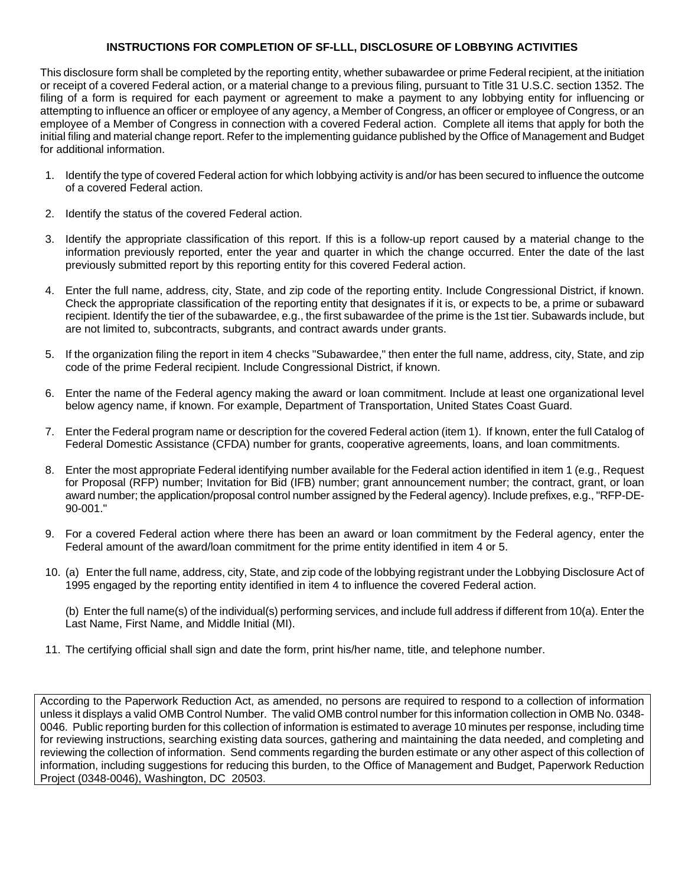## INSTRUCTIONS FOR COMPLETION OF SF-LLL, DISCLOSURE OF LOBBYING ACTIVITIES

This disclosure form shall be completed by the reporting entity, whether subawardee or prime Federal recipient, at the initiation or receipt of a covered Federal action, or a material change to a previous filing, pursuant to Title 31 U.S.C. section 1352. The filing of a form is required for each payment or agreement to make a payment to any lobbying entity for influencing or attempting to influence an officer or employee of any agency, a Member of Congress, an officer or employee of Congress, or an employee of a Member of Congress in connection with a covered Federal action. Complete all items that apply for both the initial filing and material change report. Refer to the implementing guidance published by the Office of Management and Budget for additional information.

1. Identify the type of covered Federal action for which lobbying activity is and/or has been secured to influence the outcome of a covered Federal action.

2. Identify the status of the covered Federal action.

3. Identify the appropriate classification of this report. If this is a follow-up report caused by a material change to the information previously reported, enter the year and quarter in which the change occurred. Enter the date of the last previously submitted report by this reporting entity for this covered Federal action.

4. Enter the full name, address, city, State, and zip code of the reporting entity. Include Congressional District, if known. Check the appropriate classification of the reporting entity that designates if it is, or expects to be, a prime or subaward recipient. Identify the tier of the subawardee, e.g., the first subawardee of the prime is the 1st tier. Subawards include, but are not limited to, subcontracts, subgrants, and contract awards under grants.

5. If the organization filing the report in item 4 checks "Subawardee," then enter the full name, address, city, State, and zip code of the prime Federal recipient. Include Congressional District, if known.

6. Enter the name of the Federal agency making the award or loan commitment. Include at least one organizational level below agency name, if known. For example, Department of Transportation, United States Coast Guard.

7. Enter the Federal program name or description for the covered Federal action (item 1). If known, enter the full Catalog of Federal Domestic Assistance (CFDA) number for grants, cooperative agreements, loans, and loan commitments.

8. Enter the most appropriate Federal identifying number available for the Federal action identified in item 1 (e.g., Request for Proposal (RFP) number; Invitation for Bid (IFB) number; grant announcement number; the contract, grant, or loan award number; the application/proposal control number assigned by the Federal agency). Include prefixes, e.g., "RFP-DE-90-001."

9. For a covered Federal action where there has been an award or loan commitment by the Federal agency, enter the Federal amount of the award/loan commitment for the prime entity identified in item 4 or 5.

10. (a) Enter the full name, address, city, State, and zip code of the lobbying registrant under the Lobbying Disclosure Act of 1995 engaged by the reporting entity identified in item 4 to influence the covered Federal action.

    (b) Enter the full name(s) of the individual(s) performing services, and include full address if different from 10(a). Enter the Last Name, First Name, and Middle Initial (MI).

11. The certifying official shall sign and date the form, print his/her name, title, and telephone number.

According to the Paperwork Reduction Act, as amended, no persons are required to respond to a collection of information unless it displays a valid OMB Control Number. The valid OMB control number for this information collection in OMB No. 0348-0046. Public reporting burden for this collection of information is estimated to average 10 minutes per response, including time for reviewing instructions, searching existing data sources, gathering and maintaining the data needed, and completing and reviewing the collection of information. Send comments regarding the burden estimate or any other aspect of this collection of information, including suggestions for reducing this burden, to the Office of Management and Budget, Paperwork Reduction Project (0348-0046), Washington, DC 20503.